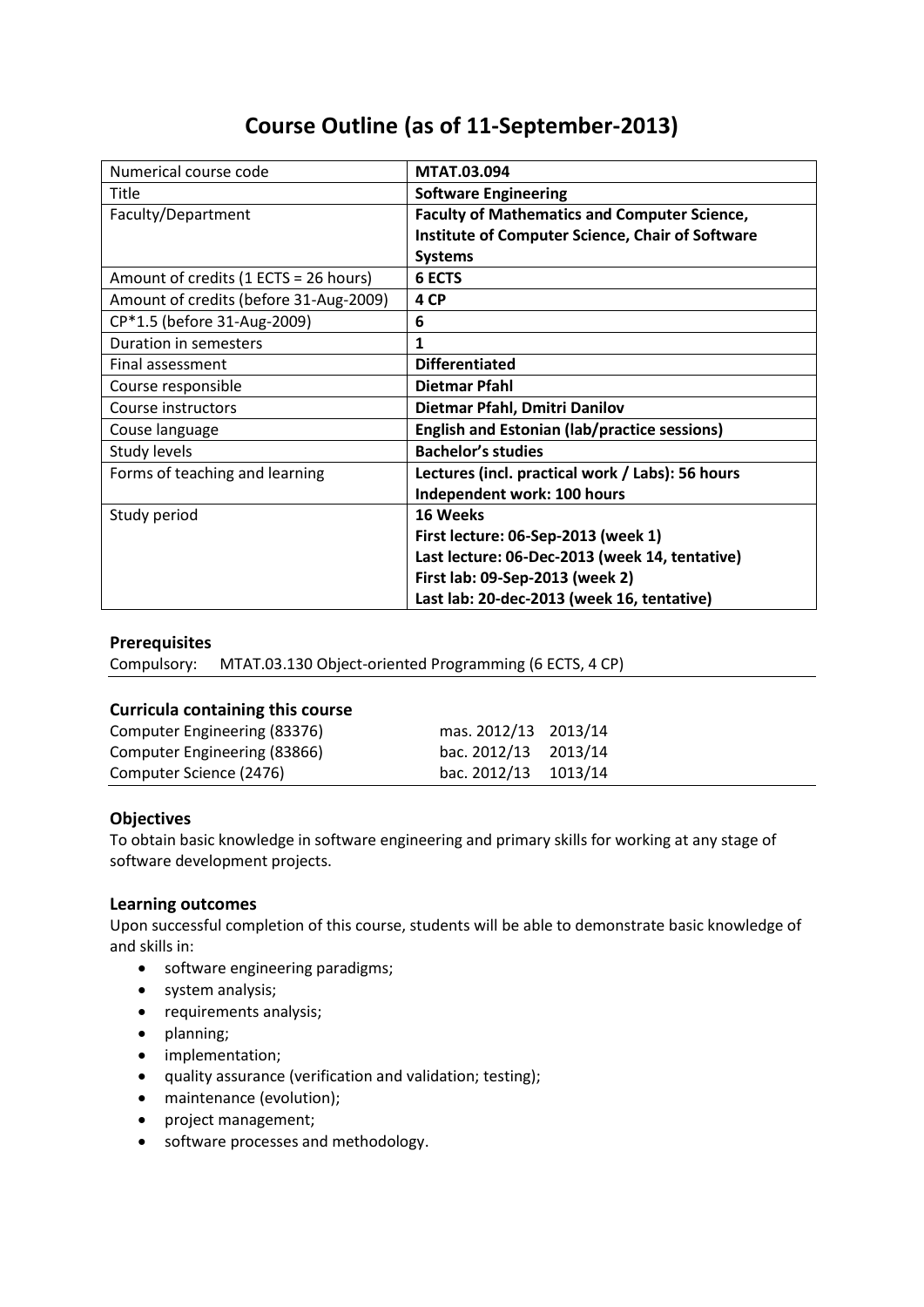# Course Outline (as of 11-September-2013)

| Numerical course code | **MTAT.03.094** |
|---|---|
| Title | **Software Engineering** |
| Faculty/Department | **Faculty of Mathematics and Computer Science, Institute of Computer Science, Chair of Software Systems** |
| Amount of credits (1 ECTS = 26 hours) | **6 ECTS** |
| Amount of credits (before 31-Aug-2009) | **4 CP** |
| CP*1.5 (before 31-Aug-2009) | **6** |
| Duration in semesters | **1** |
| Final assessment | **Differentiated** |
| Course responsible | **Dietmar Pfahl** |
| Course instructors | **Dietmar Pfahl, Dmitri Danilov** |
| Couse language | **English and Estonian (lab/practice sessions)** |
| Study levels | **Bachelor's studies** |
| Forms of teaching and learning | **Lectures (incl. practical work / Labs): 56 hours**<br>**Independent work: 100 hours** |
| Study period | **16 Weeks**<br>**First lecture: 06-Sep-2013 (week 1)**<br>**Last lecture: 06-Dec-2013 (week 14, tentative)**<br>**First lab: 09-Sep-2013 (week 2)**<br>**Last lab: 20-dec-2013 (week 16, tentative)** |

### Prerequisites

Compulsory: MTAT.03.130 Object-oriented Programming (6 ECTS, 4 CP)

### Curricula containing this course

| | | |
|---|---|---|
| Computer Engineering (83376) | mas. 2012/13 | 2013/14 |
| Computer Engineering (83866) | bac. 2012/13 | 2013/14 |
| Computer Science (2476) | bac. 2012/13 | 1013/14 |

### Objectives

To obtain basic knowledge in software engineering and primary skills for working at any stage of software development projects.

### Learning outcomes

Upon successful completion of this course, students will be able to demonstrate basic knowledge of and skills in:

- software engineering paradigms;
- system analysis;
- requirements analysis;
- planning;
- implementation;
- quality assurance (verification and validation; testing);
- maintenance (evolution);
- project management;
- software processes and methodology.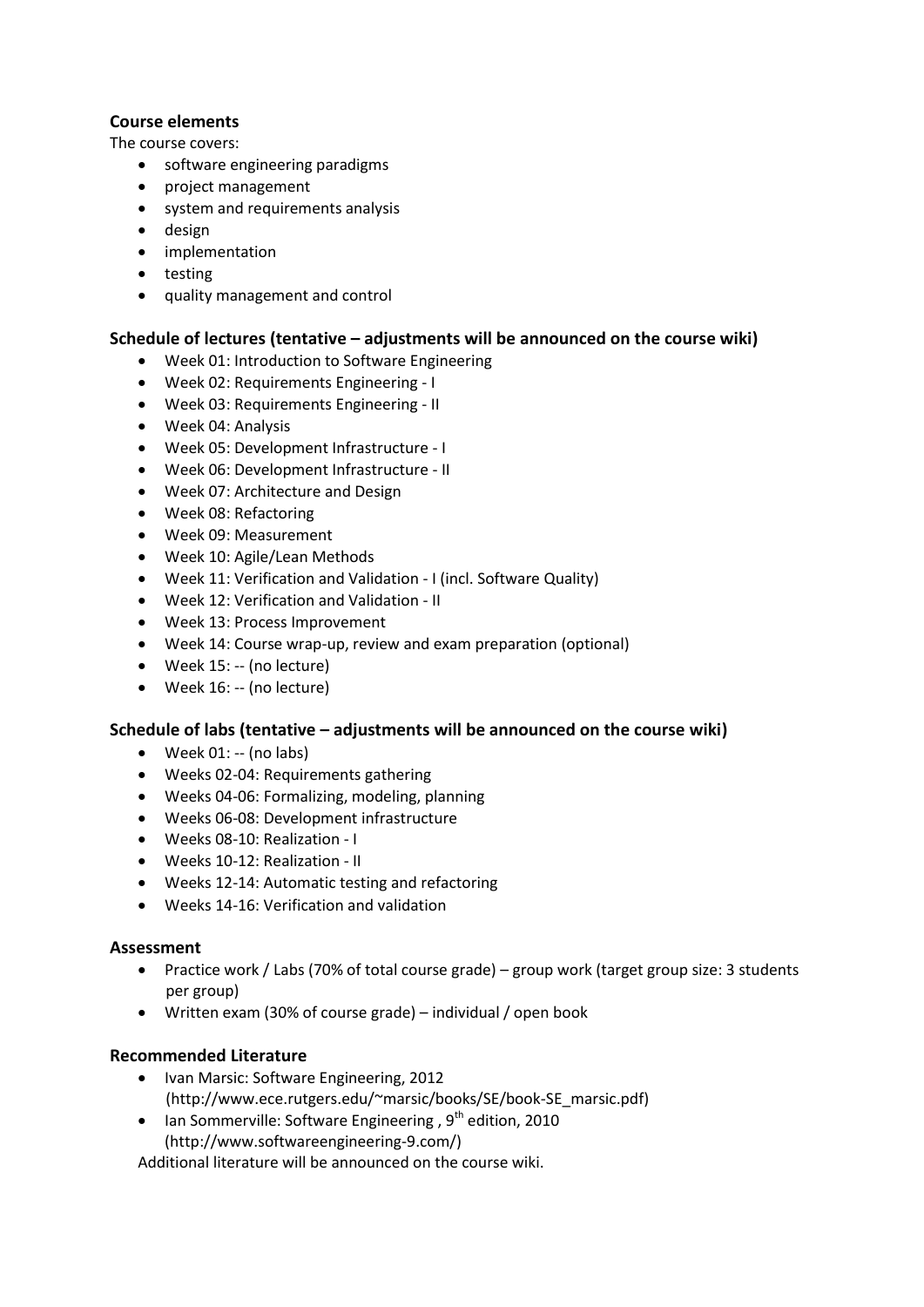**Course elements**

The course covers:

- software engineering paradigms
- project management
- system and requirements analysis
- design
- implementation
- testing
- quality management and control

**Schedule of lectures (tentative – adjustments will be announced on the course wiki)**

- Week 01: Introduction to Software Engineering
- Week 02: Requirements Engineering - I
- Week 03: Requirements Engineering - II
- Week 04: Analysis
- Week 05: Development Infrastructure - I
- Week 06: Development Infrastructure - II
- Week 07: Architecture and Design
- Week 08: Refactoring
- Week 09: Measurement
- Week 10: Agile/Lean Methods
- Week 11: Verification and Validation - I (incl. Software Quality)
- Week 12: Verification and Validation - II
- Week 13: Process Improvement
- Week 14: Course wrap-up, review and exam preparation (optional)
- Week 15: -- (no lecture)
- Week 16: -- (no lecture)

**Schedule of labs (tentative – adjustments will be announced on the course wiki)**

- Week 01: -- (no labs)
- Weeks 02-04: Requirements gathering
- Weeks 04-06: Formalizing, modeling, planning
- Weeks 06-08: Development infrastructure
- Weeks 08-10: Realization - I
- Weeks 10-12: Realization - II
- Weeks 12-14: Automatic testing and refactoring
- Weeks 14-16: Verification and validation

**Assessment**

- Practice work / Labs (70% of total course grade) – group work (target group size: 3 students per group)
- Written exam (30% of course grade) – individual / open book

**Recommended Literature**

- Ivan Marsic: Software Engineering, 2012 (http://www.ece.rutgers.edu/~marsic/books/SE/book-SE_marsic.pdf)
- Ian Sommerville: Software Engineering , 9th edition, 2010 (http://www.softwareengineering-9.com/)

Additional literature will be announced on the course wiki.